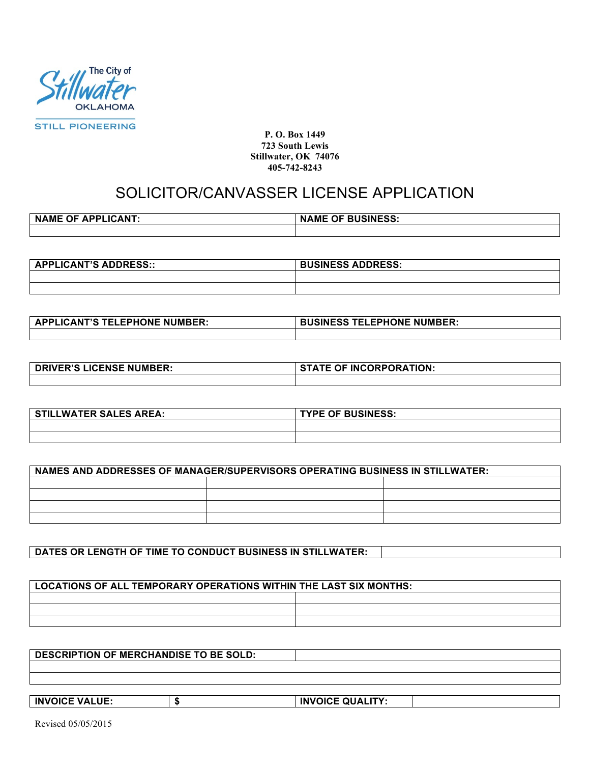The City of Stillwater OKLAHOMA

STILL PIONEERING

**P. O. Box 1449**
**723 South Lewis**
**Stillwater, OK 74076**
**405-742-8243**

# SOLICITOR/CANVASSER LICENSE APPLICATION

| NAME OF APPLICANT: | NAME OF BUSINESS: |
|---|---|
| | |

| APPLICANT'S ADDRESS:: | BUSINESS ADDRESS: |
|---|---|
| | |
| | |

| APPLICANT'S TELEPHONE NUMBER: | BUSINESS TELEPHONE NUMBER: |
|---|---|
| | |

| DRIVER'S LICENSE NUMBER: | STATE OF INCORPORATION: |
|---|---|
| | |

| STILLWATER SALES AREA: | TYPE OF BUSINESS: |
|---|---|
| | |
| | |

| NAMES AND ADDRESSES OF MANAGER/SUPERVISORS OPERATING BUSINESS IN STILLWATER: | | |
|---|---|---|
| | | |
| | | |
| | | |
| | | |

| DATES OR LENGTH OF TIME TO CONDUCT BUSINESS IN STILLWATER: | |
|---|---|

| LOCATIONS OF ALL TEMPORARY OPERATIONS WITHIN THE LAST SIX MONTHS: | |
|---|---|
| | |
| | |
| | |

| DESCRIPTION OF MERCHANDISE TO BE SOLD: | |
|---|---|
| | |
| | |

| INVOICE VALUE: | $ | INVOICE QUALITY: | |
|---|---|---|---|

Revised 05/05/2015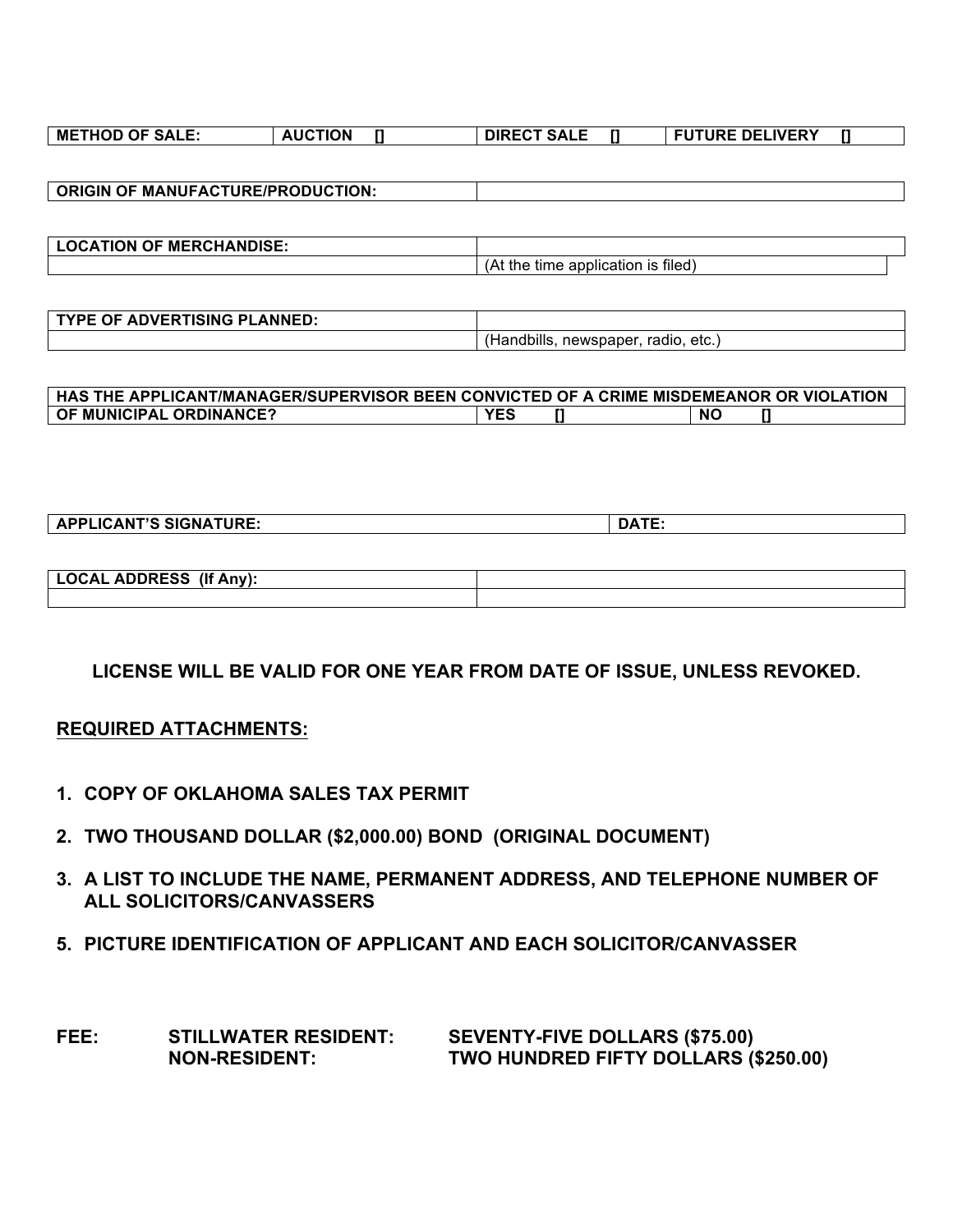| | | | |
|---|---|---|---|
| **METHOD OF SALE:** | **AUCTION []** | **DIRECT SALE []** | **FUTURE DELIVERY []** |

| | |
|---|---|
| **ORIGIN OF MANUFACTURE/PRODUCTION:** | |

| | |
|---|---|
| **LOCATION OF MERCHANDISE:** | |
| | (At the time application is filed) |

| | |
|---|---|
| **TYPE OF ADVERTISING PLANNED:** | |
| | (Handbills, newspaper, radio, etc.) |

| | | |
|---|---|---|
| **HAS THE APPLICANT/MANAGER/SUPERVISOR BEEN CONVICTED OF A CRIME MISDEMEANOR OR VIOLATION** | | |
| **OF MUNICIPAL ORDINANCE?** | **YES []** | **NO []** |

| | |
|---|---|
| **APPLICANT'S SIGNATURE:** | **DATE:** |

| | |
|---|---|
| **LOCAL ADDRESS (If Any):** | |
| | |

**LICENSE WILL BE VALID FOR ONE YEAR FROM DATE OF ISSUE, UNLESS REVOKED.**

**REQUIRED ATTACHMENTS:**

1. **COPY OF OKLAHOMA SALES TAX PERMIT**
2. **TWO THOUSAND DOLLAR ($2,000.00) BOND (ORIGINAL DOCUMENT)**
3. **A LIST TO INCLUDE THE NAME, PERMANENT ADDRESS, AND TELEPHONE NUMBER OF ALL SOLICITORS/CANVASSERS**

5. **PICTURE IDENTIFICATION OF APPLICANT AND EACH SOLICITOR/CANVASSER**

**FEE: STILLWATER RESIDENT: SEVENTY-FIVE DOLLARS ($75.00)**
**NON-RESIDENT: TWO HUNDRED FIFTY DOLLARS ($250.00)**